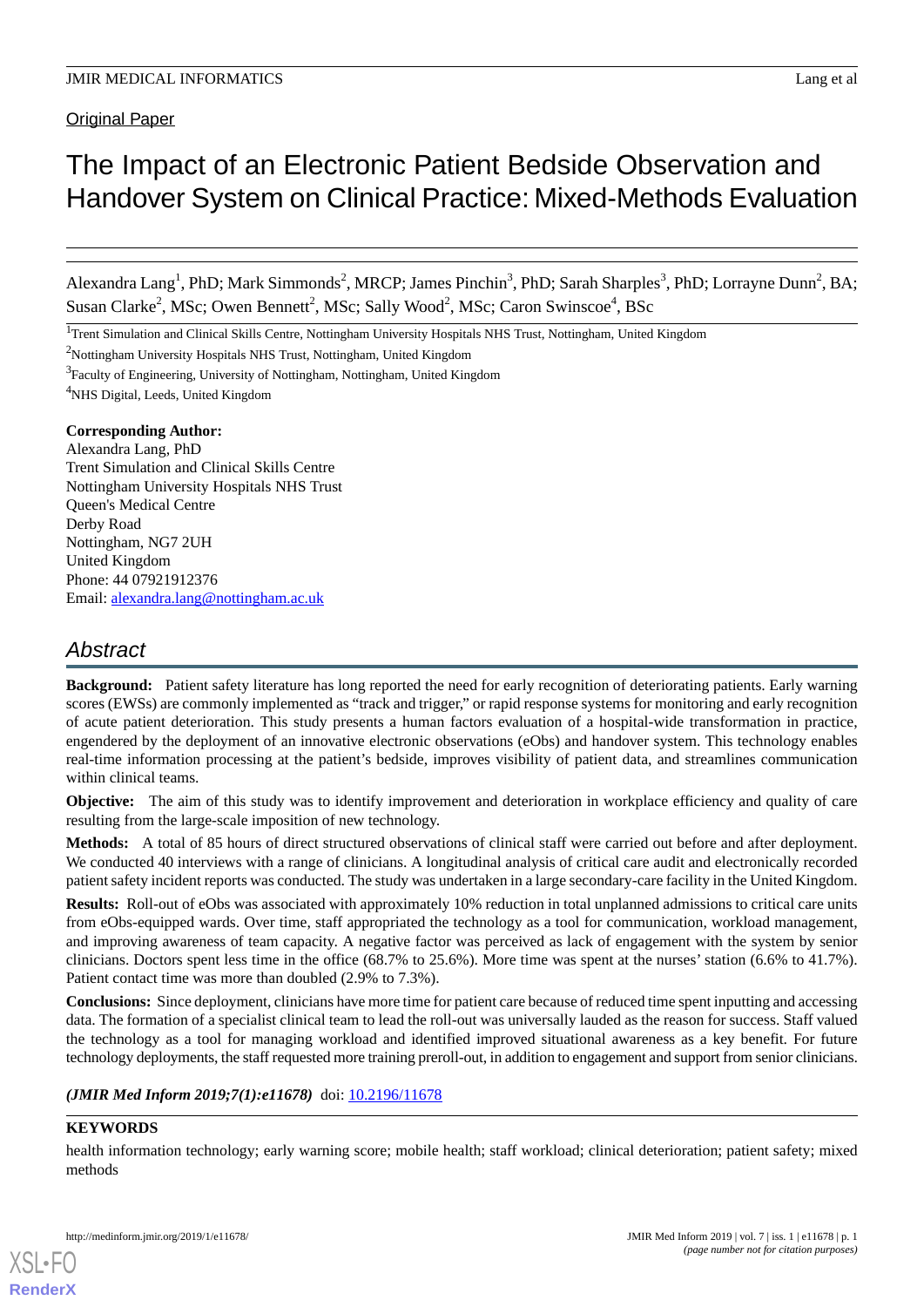Original Paper

# The Impact of an Electronic Patient Bedside Observation and Handover System on Clinical Practice: Mixed-Methods Evaluation

Alexandra Lang[1], PhD; Mark Simmonds[2], MRCP; James Pinchin[3], PhD; Sarah Sharples[3], PhD; Lorrayne Dunn[2], BA; Susan Clarke[2], MSc; Owen Bennett[2], MSc; Sally Wood[2], MSc; Caron Swinscoe[4], BSc

[1]Trent Simulation and Clinical Skills Centre, Nottingham University Hospitals NHS Trust, Nottingham, United Kingdom

[2]Nottingham University Hospitals NHS Trust, Nottingham, United Kingdom

[3]Faculty of Engineering, University of Nottingham, Nottingham, United Kingdom

[4]NHS Digital, Leeds, United Kingdom

**Corresponding Author:**
Alexandra Lang, PhD
Trent Simulation and Clinical Skills Centre
Nottingham University Hospitals NHS Trust
Queen's Medical Centre
Derby Road
Nottingham, NG7 2UH
United Kingdom
Phone: 44 07921912376
Email: alexandra.lang@nottingham.ac.uk

## Abstract

**Background:** Patient safety literature has long reported the need for early recognition of deteriorating patients. Early warning scores (EWSs) are commonly implemented as “track and trigger,” or rapid response systems for monitoring and early recognition of acute patient deterioration. This study presents a human factors evaluation of a hospital-wide transformation in practice, engendered by the deployment of an innovative electronic observations (eObs) and handover system. This technology enables real-time information processing at the patient’s bedside, improves visibility of patient data, and streamlines communication within clinical teams.

**Objective:** The aim of this study was to identify improvement and deterioration in workplace efficiency and quality of care resulting from the large-scale imposition of new technology.

**Methods:** A total of 85 hours of direct structured observations of clinical staff were carried out before and after deployment. We conducted 40 interviews with a range of clinicians. A longitudinal analysis of critical care audit and electronically recorded patient safety incident reports was conducted. The study was undertaken in a large secondary-care facility in the United Kingdom.

**Results:** Roll-out of eObs was associated with approximately 10% reduction in total unplanned admissions to critical care units from eObs-equipped wards. Over time, staff appropriated the technology as a tool for communication, workload management, and improving awareness of team capacity. A negative factor was perceived as lack of engagement with the system by senior clinicians. Doctors spent less time in the office (68.7% to 25.6%). More time was spent at the nurses’ station (6.6% to 41.7%). Patient contact time was more than doubled (2.9% to 7.3%).

**Conclusions:** Since deployment, clinicians have more time for patient care because of reduced time spent inputting and accessing data. The formation of a specialist clinical team to lead the roll-out was universally lauded as the reason for success. Staff valued the technology as a tool for managing workload and identified improved situational awareness as a key benefit. For future technology deployments, the staff requested more training preroll-out, in addition to engagement and support from senior clinicians.

***(JMIR Med Inform 2019;7(1):e11678)*** doi: 10.2196/11678

**KEYWORDS**

health information technology; early warning score; mobile health; staff workload; clinical deterioration; patient safety; mixed methods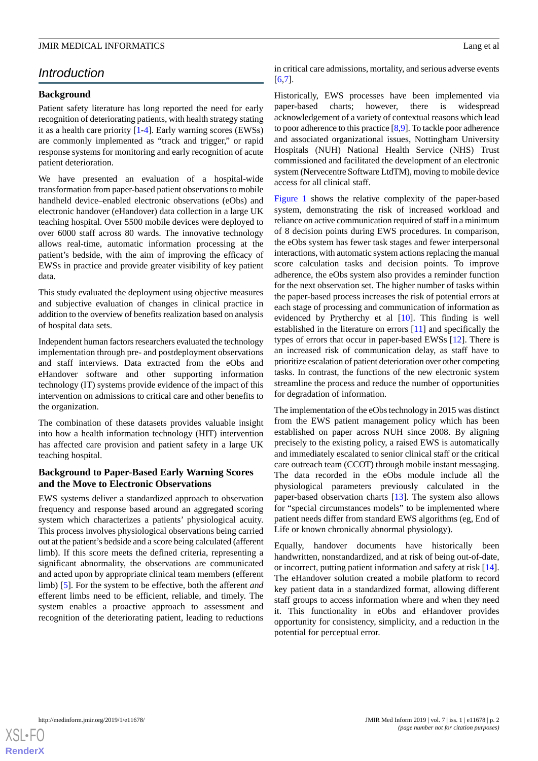## Introduction

### Background

Patient safety literature has long reported the need for early recognition of deteriorating patients, with health strategy stating it as a health care priority [1-4]. Early warning scores (EWSs) are commonly implemented as "track and trigger," or rapid response systems for monitoring and early recognition of acute patient deterioration.

We have presented an evaluation of a hospital-wide transformation from paper-based patient observations to mobile handheld device–enabled electronic observations (eObs) and electronic handover (eHandover) data collection in a large UK teaching hospital. Over 5500 mobile devices were deployed to over 6000 staff across 80 wards. The innovative technology allows real-time, automatic information processing at the patient's bedside, with the aim of improving the efficacy of EWSs in practice and provide greater visibility of key patient data.

This study evaluated the deployment using objective measures and subjective evaluation of changes in clinical practice in addition to the overview of benefits realization based on analysis of hospital data sets.

Independent human factors researchers evaluated the technology implementation through pre- and postdeployment observations and staff interviews. Data extracted from the eObs and eHandover software and other supporting information technology (IT) systems provide evidence of the impact of this intervention on admissions to critical care and other benefits to the organization.

The combination of these datasets provides valuable insight into how a health information technology (HIT) intervention has affected care provision and patient safety in a large UK teaching hospital.

### Background to Paper-Based Early Warning Scores and the Move to Electronic Observations

EWS systems deliver a standardized approach to observation frequency and response based around an aggregated scoring system which characterizes a patients' physiological acuity. This process involves physiological observations being carried out at the patient's bedside and a score being calculated (afferent limb). If this score meets the defined criteria, representing a significant abnormality, the observations are communicated and acted upon by appropriate clinical team members (efferent limb) [5]. For the system to be effective, both the afferent *and* efferent limbs need to be efficient, reliable, and timely. The system enables a proactive approach to assessment and recognition of the deteriorating patient, leading to reductions in critical care admissions, mortality, and serious adverse events [6,7].

Historically, EWS processes have been implemented via paper-based charts; however, there is widespread acknowledgement of a variety of contextual reasons which lead to poor adherence to this practice [8,9]. To tackle poor adherence and associated organizational issues, Nottingham University Hospitals (NUH) National Health Service (NHS) Trust commissioned and facilitated the development of an electronic system (Nervecentre Software LtdTM), moving to mobile device access for all clinical staff.

Figure 1 shows the relative complexity of the paper-based system, demonstrating the risk of increased workload and reliance on active communication required of staff in a minimum of 8 decision points during EWS procedures. In comparison, the eObs system has fewer task stages and fewer interpersonal interactions, with automatic system actions replacing the manual score calculation tasks and decision points. To improve adherence, the eObs system also provides a reminder function for the next observation set. The higher number of tasks within the paper-based process increases the risk of potential errors at each stage of processing and communication of information as evidenced by Prytherchy et al [10]. This finding is well established in the literature on errors [11] and specifically the types of errors that occur in paper-based EWSs [12]. There is an increased risk of communication delay, as staff have to prioritize escalation of patient deterioration over other competing tasks. In contrast, the functions of the new electronic system streamline the process and reduce the number of opportunities for degradation of information.

The implementation of the eObs technology in 2015 was distinct from the EWS patient management policy which has been established on paper across NUH since 2008. By aligning precisely to the existing policy, a raised EWS is automatically and immediately escalated to senior clinical staff or the critical care outreach team (CCOT) through mobile instant messaging. The data recorded in the eObs module include all the physiological parameters previously calculated in the paper-based observation charts [13]. The system also allows for "special circumstances models" to be implemented where patient needs differ from standard EWS algorithms (eg, End of Life or known chronically abnormal physiology).

Equally, handover documents have historically been handwritten, nonstandardized, and at risk of being out-of-date, or incorrect, putting patient information and safety at risk [14]. The eHandover solution created a mobile platform to record key patient data in a standardized format, allowing different staff groups to access information where and when they need it. This functionality in eObs and eHandover provides opportunity for consistency, simplicity, and a reduction in the potential for perceptual error.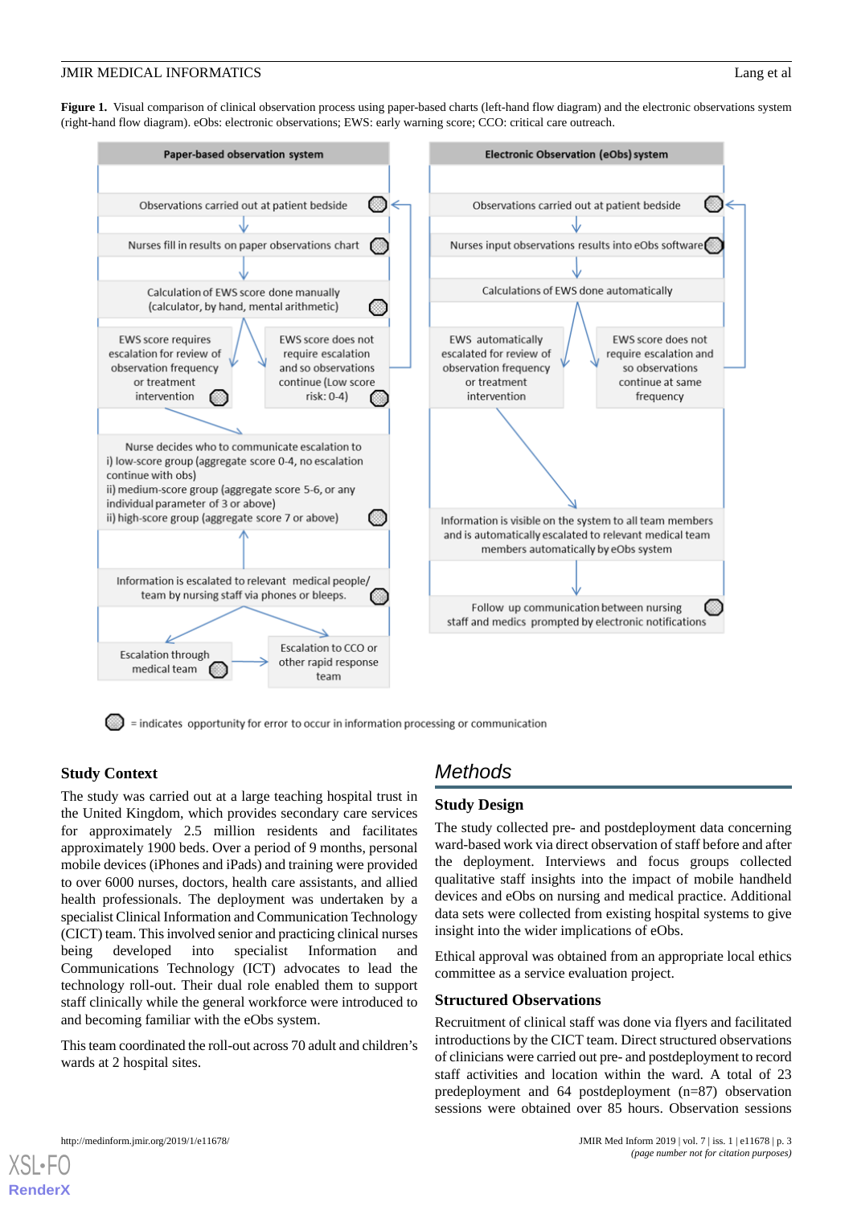**Figure 1.** Visual comparison of clinical observation process using paper-based charts (left-hand flow diagram) and the electronic observations system (right-hand flow diagram). eObs: electronic observations; EWS: early warning score; CCO: critical care outreach.

**Paper-based observation system**

- Observations carried out at patient bedside
- Nurses fill in results on paper observations chart
- Calculation of EWS score done manually (calculator, by hand, mental arithmetic)
- EWS score requires escalation for review of observation frequency or treatment intervention
- EWS score does not require escalation and so observations continue (Low score risk: 0-4)
- Nurse decides who to communicate escalation to i) low-score group (aggregate score 0-4, no escalation continue with obs) ii) medium-score group (aggregate score 5-6, or any individual parameter of 3 or above) ii) high-score group (aggregate score 7 or above)
- Information is escalated to relevant medical people/ team by nursing staff via phones or bleeps.
- Escalation through medical team
- Escalation to CCO or other rapid response team

**Electronic Observation (eObs) system**

- Observations carried out at patient bedside
- Nurses input observations results into eObs software
- Calculations of EWS done automatically
- EWS automatically escalated for review of observation frequency or treatment intervention
- EWS score does not require escalation and so observations continue at same frequency
- Information is visible on the system to all team members and is automatically escalated to relevant medical team members automatically by eObs system
- Follow up communication between nursing staff and medics prompted by electronic notifications

= indicates opportunity for error to occur in information processing or communication

## Study Context

The study was carried out at a large teaching hospital trust in the United Kingdom, which provides secondary care services for approximately 2.5 million residents and facilitates approximately 1900 beds. Over a period of 9 months, personal mobile devices (iPhones and iPads) and training were provided to over 6000 nurses, health care assistants, doctors, and allied health professionals. The deployment was undertaken by a specialist Clinical Information and Communication Technology (CICT) team. This involved senior and practicing clinical nurses being developed into specialist Information and Communications Technology (ICT) advocates to lead the technology roll-out. Their dual role enabled them to support staff clinically while the general workforce were introduced to and becoming familiar with the eObs system.

This team coordinated the roll-out across 70 adult and children's wards at 2 hospital sites.

# Methods

## Study Design

The study collected pre- and postdeployment data concerning ward-based work via direct observation of staff before and after the deployment. Interviews and focus groups collected qualitative staff insights into the impact of mobile handheld devices and eObs on nursing and medical practice. Additional data sets were collected from existing hospital systems to give insight into the wider implications of eObs.

Ethical approval was obtained from an appropriate local ethics committee as a service evaluation project.

## Structured Observations

Recruitment of clinical staff was done via flyers and facilitated introductions by the CICT team. Direct structured observations of clinicians were carried out pre- and postdeployment to record staff activities and location within the ward. A total of 23 predeployment and 64 postdeployment (n=87) observation sessions were obtained over 85 hours. Observation sessions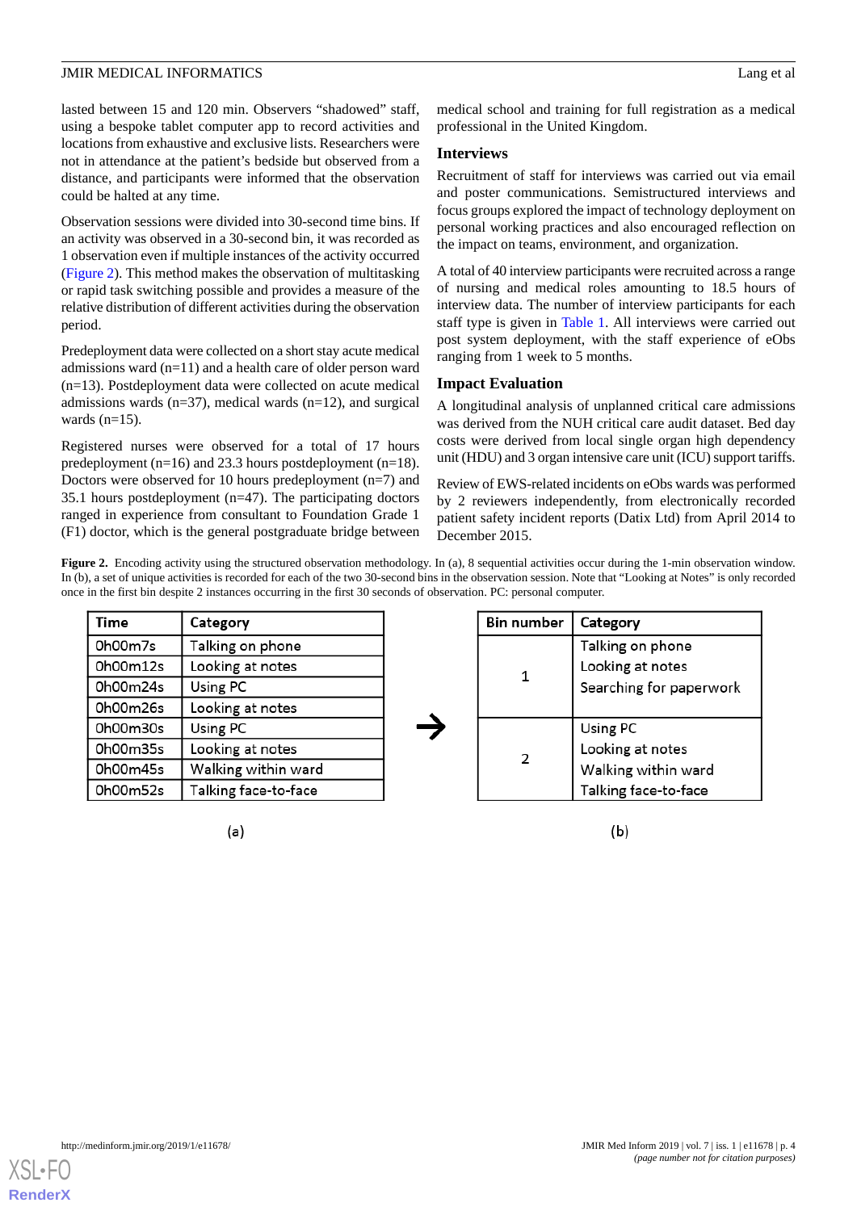lasted between 15 and 120 min. Observers "shadowed" staff, using a bespoke tablet computer app to record activities and locations from exhaustive and exclusive lists. Researchers were not in attendance at the patient's bedside but observed from a distance, and participants were informed that the observation could be halted at any time.

Observation sessions were divided into 30-second time bins. If an activity was observed in a 30-second bin, it was recorded as 1 observation even if multiple instances of the activity occurred (Figure 2). This method makes the observation of multitasking or rapid task switching possible and provides a measure of the relative distribution of different activities during the observation period.

Predeployment data were collected on a short stay acute medical admissions ward (n=11) and a health care of older person ward (n=13). Postdeployment data were collected on acute medical admissions wards (n=37), medical wards (n=12), and surgical wards (n=15).

Registered nurses were observed for a total of 17 hours predeployment (n=16) and 23.3 hours postdeployment (n=18). Doctors were observed for 10 hours predeployment (n=7) and 35.1 hours postdeployment (n=47). The participating doctors ranged in experience from consultant to Foundation Grade 1 (F1) doctor, which is the general postgraduate bridge between medical school and training for full registration as a medical professional in the United Kingdom.

## Interviews

Recruitment of staff for interviews was carried out via email and poster communications. Semistructured interviews and focus groups explored the impact of technology deployment on personal working practices and also encouraged reflection on the impact on teams, environment, and organization.

A total of 40 interview participants were recruited across a range of nursing and medical roles amounting to 18.5 hours of interview data. The number of interview participants for each staff type is given in Table 1. All interviews were carried out post system deployment, with the staff experience of eObs ranging from 1 week to 5 months.

## Impact Evaluation

A longitudinal analysis of unplanned critical care admissions was derived from the NUH critical care audit dataset. Bed day costs were derived from local single organ high dependency unit (HDU) and 3 organ intensive care unit (ICU) support tariffs.

Review of EWS-related incidents on eObs wards was performed by 2 reviewers independently, from electronically recorded patient safety incident reports (Datix Ltd) from April 2014 to December 2015.

**Figure 2.** Encoding activity using the structured observation methodology. In (a), 8 sequential activities occur during the 1-min observation window. In (b), a set of unique activities is recorded for each of the two 30-second bins in the observation session. Note that "Looking at Notes" is only recorded once in the first bin despite 2 instances occurring in the first 30 seconds of observation. PC: personal computer.

(a)

| Time | Category |
|---|---|
| 0h00m7s | Talking on phone |
| 0h00m12s | Looking at notes |
| 0h00m24s | Using PC |
| 0h00m26s | Looking at notes |
| 0h00m30s | Using PC |
| 0h00m35s | Looking at notes |
| 0h00m45s | Walking within ward |
| 0h00m52s | Talking face-to-face |

(b)

| Bin number | Category |
|---|---|
| 1 | Talking on phone<br>Looking at notes<br>Searching for paperwork |
| 2 | Using PC<br>Looking at notes<br>Walking within ward<br>Talking face-to-face |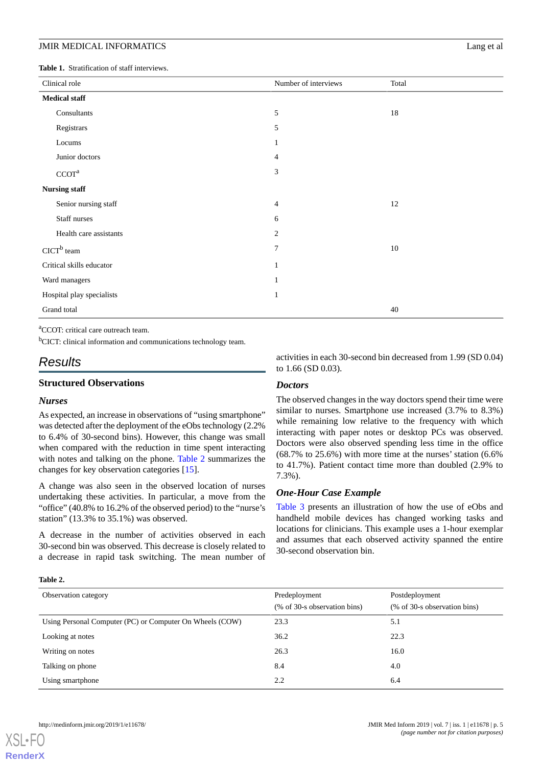**Table 1.** Stratification of staff interviews.

| Clinical role | Number of interviews | Total |
|---|---|---|
| **Medical staff** | | |
| Consultants | 5 | 18 |
| Registrars | 5 | |
| Locums | 1 | |
| Junior doctors | 4 | |
| CCOT[a] | 3 | |
| **Nursing staff** | | |
| Senior nursing staff | 4 | 12 |
| Staff nurses | 6 | |
| Health care assistants | 2 | |
| CICT[b] team | 7 | 10 |
| Critical skills educator | 1 | |
| Ward managers | 1 | |
| Hospital play specialists | 1 | |
| Grand total | | 40 |

[a]CCOT: critical care outreach team.

[b]CICT: clinical information and communications technology team.

## Results

### Structured Observations

#### *Nurses*

As expected, an increase in observations of "using smartphone" was detected after the deployment of the eObs technology (2.2% to 6.4% of 30-second bins). However, this change was small when compared with the reduction in time spent interacting with notes and talking on the phone. Table 2 summarizes the changes for key observation categories [15].

A change was also seen in the observed location of nurses undertaking these activities. In particular, a move from the "office" (40.8% to 16.2% of the observed period) to the "nurse's station" (13.3% to 35.1%) was observed.

A decrease in the number of activities observed in each 30-second bin was observed. This decrease is closely related to a decrease in rapid task switching. The mean number of activities in each 30-second bin decreased from 1.99 (SD 0.04) to 1.66 (SD 0.03).

#### *Doctors*

The observed changes in the way doctors spend their time were similar to nurses. Smartphone use increased (3.7% to 8.3%) while remaining low relative to the frequency with which interacting with paper notes or desktop PCs was observed. Doctors were also observed spending less time in the office (68.7% to 25.6%) with more time at the nurses' station (6.6% to 41.7%). Patient contact time more than doubled (2.9% to 7.3%).

#### *One-Hour Case Example*

Table 3 presents an illustration of how the use of eObs and handheld mobile devices has changed working tasks and locations for clinicians. This example uses a 1-hour exemplar and assumes that each observed activity spanned the entire 30-second observation bin.

**Table 2.**

| Observation category | Predeployment (% of 30-s observation bins) | Postdeployment (% of 30-s observation bins) |
|---|---|---|
| Using Personal Computer (PC) or Computer On Wheels (COW) | 23.3 | 5.1 |
| Looking at notes | 36.2 | 22.3 |
| Writing on notes | 26.3 | 16.0 |
| Talking on phone | 8.4 | 4.0 |
| Using smartphone | 2.2 | 6.4 |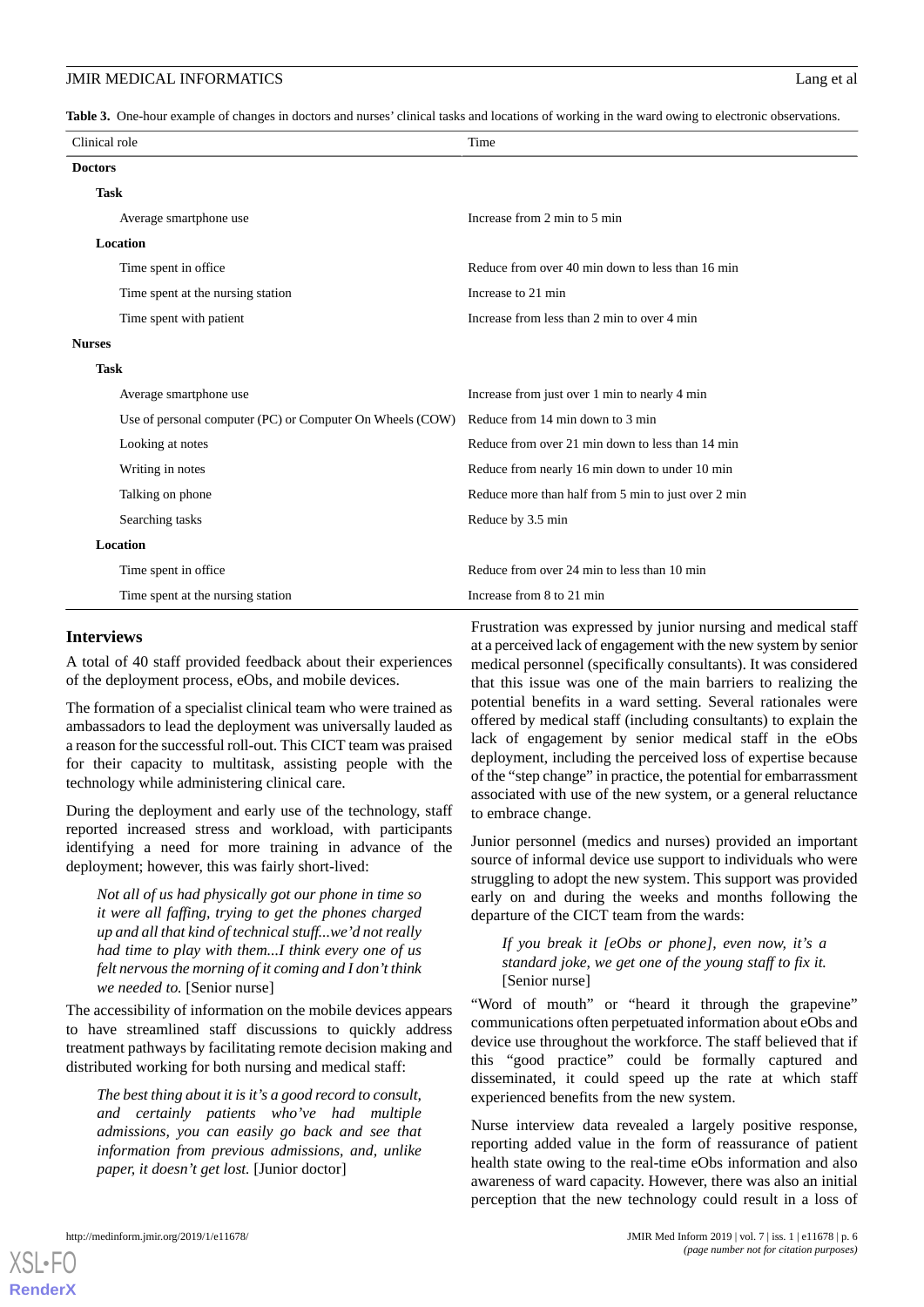**Table 3.** One-hour example of changes in doctors and nurses' clinical tasks and locations of working in the ward owing to electronic observations.

| Clinical role | Time |
|---|---|
| **Doctors** | |
| **Task** | |
| Average smartphone use | Increase from 2 min to 5 min |
| **Location** | |
| Time spent in office | Reduce from over 40 min down to less than 16 min |
| Time spent at the nursing station | Increase to 21 min |
| Time spent with patient | Increase from less than 2 min to over 4 min |
| **Nurses** | |
| **Task** | |
| Average smartphone use | Increase from just over 1 min to nearly 4 min |
| Use of personal computer (PC) or Computer On Wheels (COW) | Reduce from 14 min down to 3 min |
| Looking at notes | Reduce from over 21 min down to less than 14 min |
| Writing in notes | Reduce from nearly 16 min down to under 10 min |
| Talking on phone | Reduce more than half from 5 min to just over 2 min |
| Searching tasks | Reduce by 3.5 min |
| **Location** | |
| Time spent in office | Reduce from over 24 min to less than 10 min |
| Time spent at the nursing station | Increase from 8 to 21 min |

## Interviews

A total of 40 staff provided feedback about their experiences of the deployment process, eObs, and mobile devices.

The formation of a specialist clinical team who were trained as ambassadors to lead the deployment was universally lauded as a reason for the successful roll-out. This CICT team was praised for their capacity to multitask, assisting people with the technology while administering clinical care.

During the deployment and early use of the technology, staff reported increased stress and workload, with participants identifying a need for more training in advance of the deployment; however, this was fairly short-lived:

> *Not all of us had physically got our phone in time so it were all faffing, trying to get the phones charged up and all that kind of technical stuff...we'd not really had time to play with them...I think every one of us felt nervous the morning of it coming and I don't think we needed to.* [Senior nurse]

The accessibility of information on the mobile devices appears to have streamlined staff discussions to quickly address treatment pathways by facilitating remote decision making and distributed working for both nursing and medical staff:

> *The best thing about it is it's a good record to consult, and certainly patients who've had multiple admissions, you can easily go back and see that information from previous admissions, and, unlike paper, it doesn't get lost.* [Junior doctor]

Frustration was expressed by junior nursing and medical staff at a perceived lack of engagement with the new system by senior medical personnel (specifically consultants). It was considered that this issue was one of the main barriers to realizing the potential benefits in a ward setting. Several rationales were offered by medical staff (including consultants) to explain the lack of engagement by senior medical staff in the eObs deployment, including the perceived loss of expertise because of the "step change" in practice, the potential for embarrassment associated with use of the new system, or a general reluctance to embrace change.

Junior personnel (medics and nurses) provided an important source of informal device use support to individuals who were struggling to adopt the new system. This support was provided early on and during the weeks and months following the departure of the CICT team from the wards:

> *If you break it [eObs or phone], even now, it's a standard joke, we get one of the young staff to fix it.* [Senior nurse]

"Word of mouth" or "heard it through the grapevine" communications often perpetuated information about eObs and device use throughout the workforce. The staff believed that if this "good practice" could be formally captured and disseminated, it could speed up the rate at which staff experienced benefits from the new system.

Nurse interview data revealed a largely positive response, reporting added value in the form of reassurance of patient health state owing to the real-time eObs information and also awareness of ward capacity. However, there was also an initial perception that the new technology could result in a loss of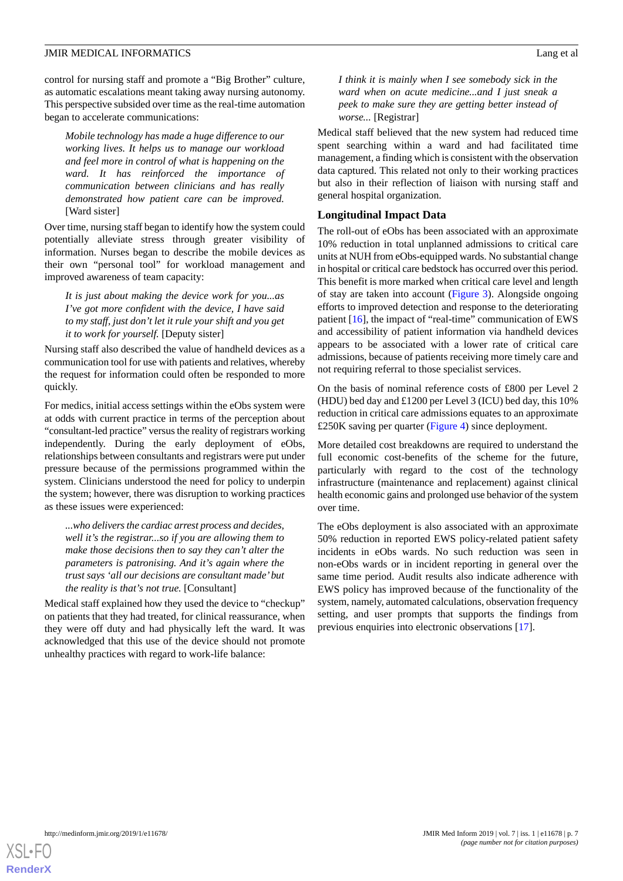control for nursing staff and promote a "Big Brother" culture, as automatic escalations meant taking away nursing autonomy. This perspective subsided over time as the real-time automation began to accelerate communications:

> *Mobile technology has made a huge difference to our working lives. It helps us to manage our workload and feel more in control of what is happening on the ward. It has reinforced the importance of communication between clinicians and has really demonstrated how patient care can be improved.* [Ward sister]

Over time, nursing staff began to identify how the system could potentially alleviate stress through greater visibility of information. Nurses began to describe the mobile devices as their own "personal tool" for workload management and improved awareness of team capacity:

> *It is just about making the device work for you...as I've got more confident with the device, I have said to my staff, just don't let it rule your shift and you get it to work for yourself.* [Deputy sister]

Nursing staff also described the value of handheld devices as a communication tool for use with patients and relatives, whereby the request for information could often be responded to more quickly.

For medics, initial access settings within the eObs system were at odds with current practice in terms of the perception about "consultant-led practice" versus the reality of registrars working independently. During the early deployment of eObs, relationships between consultants and registrars were put under pressure because of the permissions programmed within the system. Clinicians understood the need for policy to underpin the system; however, there was disruption to working practices as these issues were experienced:

> *...who delivers the cardiac arrest process and decides, well it's the registrar...so if you are allowing them to make those decisions then to say they can't alter the parameters is patronising. And it's again where the trust says 'all our decisions are consultant made' but the reality is that's not true.* [Consultant]

Medical staff explained how they used the device to "checkup" on patients that they had treated, for clinical reassurance, when they were off duty and had physically left the ward. It was acknowledged that this use of the device should not promote unhealthy practices with regard to work-life balance:

> *I think it is mainly when I see somebody sick in the ward when on acute medicine...and I just sneak a peek to make sure they are getting better instead of worse...* [Registrar]

Medical staff believed that the new system had reduced time spent searching within a ward and had facilitated time management, a finding which is consistent with the observation data captured. This related not only to their working practices but also in their reflection of liaison with nursing staff and general hospital organization.

### Longitudinal Impact Data

The roll-out of eObs has been associated with an approximate 10% reduction in total unplanned admissions to critical care units at NUH from eObs-equipped wards. No substantial change in hospital or critical care bedstock has occurred over this period. This benefit is more marked when critical care level and length of stay are taken into account (Figure 3). Alongside ongoing efforts to improved detection and response to the deteriorating patient [16], the impact of "real-time" communication of EWS and accessibility of patient information via handheld devices appears to be associated with a lower rate of critical care admissions, because of patients receiving more timely care and not requiring referral to those specialist services.

On the basis of nominal reference costs of £800 per Level 2 (HDU) bed day and £1200 per Level 3 (ICU) bed day, this 10% reduction in critical care admissions equates to an approximate £250K saving per quarter (Figure 4) since deployment.

More detailed cost breakdowns are required to understand the full economic cost-benefits of the scheme for the future, particularly with regard to the cost of the technology infrastructure (maintenance and replacement) against clinical health economic gains and prolonged use behavior of the system over time.

The eObs deployment is also associated with an approximate 50% reduction in reported EWS policy-related patient safety incidents in eObs wards. No such reduction was seen in non-eObs wards or in incident reporting in general over the same time period. Audit results also indicate adherence with EWS policy has improved because of the functionality of the system, namely, automated calculations, observation frequency setting, and user prompts that supports the findings from previous enquiries into electronic observations [17].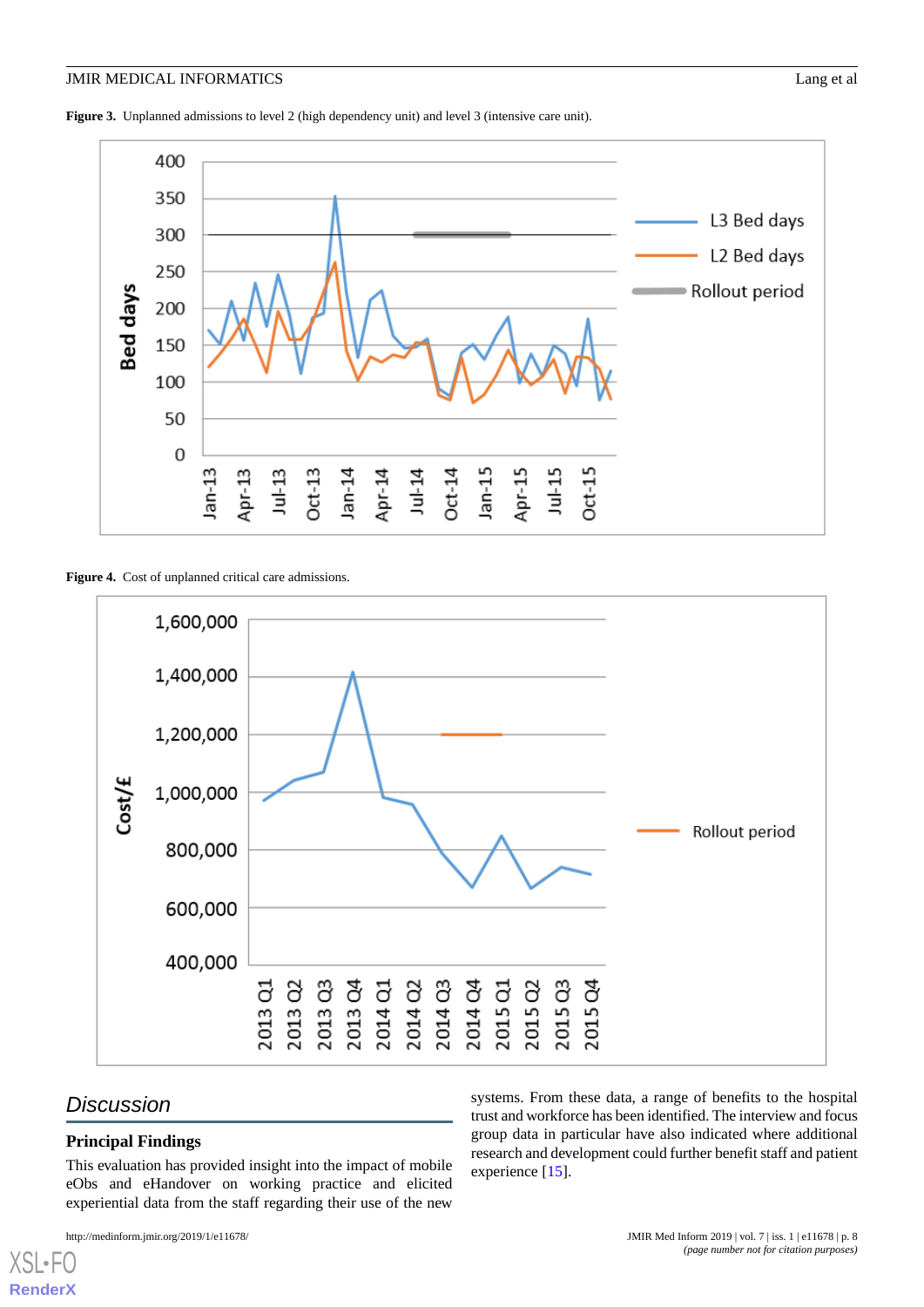**Figure 3.** Unplanned admissions to level 2 (high dependency unit) and level 3 (intensive care unit).

**Figure 4.** Cost of unplanned critical care admissions.

## Discussion

### Principal Findings

This evaluation has provided insight into the impact of mobile eObs and eHandover on working practice and elicited experiential data from the staff regarding their use of the new systems. From these data, a range of benefits to the hospital trust and workforce has been identified. The interview and focus group data in particular have also indicated where additional research and development could further benefit staff and patient experience [15].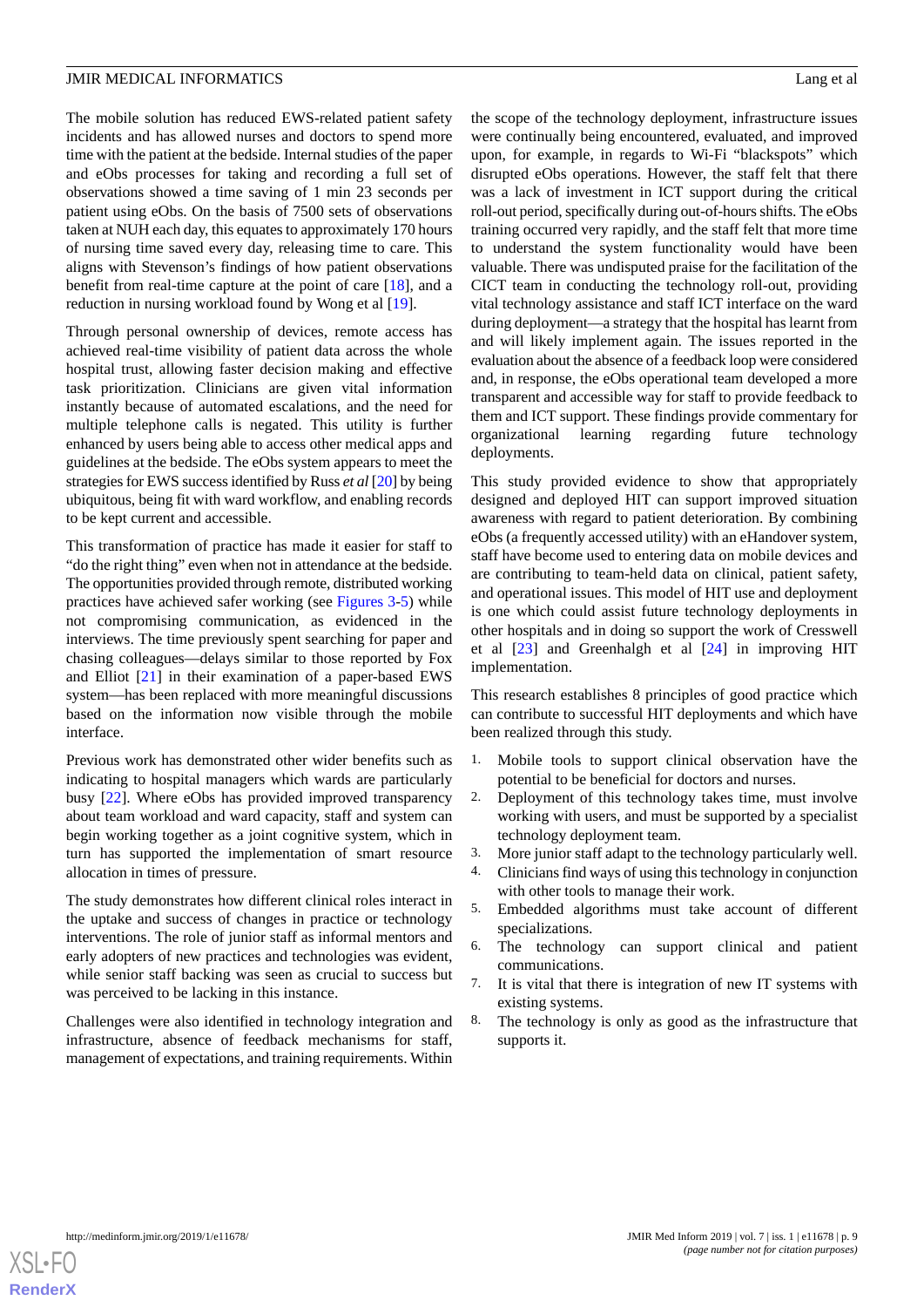The mobile solution has reduced EWS-related patient safety incidents and has allowed nurses and doctors to spend more time with the patient at the bedside. Internal studies of the paper and eObs processes for taking and recording a full set of observations showed a time saving of 1 min 23 seconds per patient using eObs. On the basis of 7500 sets of observations taken at NUH each day, this equates to approximately 170 hours of nursing time saved every day, releasing time to care. This aligns with Stevenson's findings of how patient observations benefit from real-time capture at the point of care [18], and a reduction in nursing workload found by Wong et al [19].

Through personal ownership of devices, remote access has achieved real-time visibility of patient data across the whole hospital trust, allowing faster decision making and effective task prioritization. Clinicians are given vital information instantly because of automated escalations, and the need for multiple telephone calls is negated. This utility is further enhanced by users being able to access other medical apps and guidelines at the bedside. The eObs system appears to meet the strategies for EWS success identified by Russ *et al* [20] by being ubiquitous, being fit with ward workflow, and enabling records to be kept current and accessible.

This transformation of practice has made it easier for staff to "do the right thing" even when not in attendance at the bedside. The opportunities provided through remote, distributed working practices have achieved safer working (see Figures 3-5) while not compromising communication, as evidenced in the interviews. The time previously spent searching for paper and chasing colleagues—delays similar to those reported by Fox and Elliot [21] in their examination of a paper-based EWS system—has been replaced with more meaningful discussions based on the information now visible through the mobile interface.

Previous work has demonstrated other wider benefits such as indicating to hospital managers which wards are particularly busy [22]. Where eObs has provided improved transparency about team workload and ward capacity, staff and system can begin working together as a joint cognitive system, which in turn has supported the implementation of smart resource allocation in times of pressure.

The study demonstrates how different clinical roles interact in the uptake and success of changes in practice or technology interventions. The role of junior staff as informal mentors and early adopters of new practices and technologies was evident, while senior staff backing was seen as crucial to success but was perceived to be lacking in this instance.

Challenges were also identified in technology integration and infrastructure, absence of feedback mechanisms for staff, management of expectations, and training requirements. Within the scope of the technology deployment, infrastructure issues were continually being encountered, evaluated, and improved upon, for example, in regards to Wi-Fi "blackspots" which disrupted eObs operations. However, the staff felt that there was a lack of investment in ICT support during the critical roll-out period, specifically during out-of-hours shifts. The eObs training occurred very rapidly, and the staff felt that more time to understand the system functionality would have been valuable. There was undisputed praise for the facilitation of the CICT team in conducting the technology roll-out, providing vital technology assistance and staff ICT interface on the ward during deployment—a strategy that the hospital has learnt from and will likely implement again. The issues reported in the evaluation about the absence of a feedback loop were considered and, in response, the eObs operational team developed a more transparent and accessible way for staff to provide feedback to them and ICT support. These findings provide commentary for organizational learning regarding future technology deployments.

This study provided evidence to show that appropriately designed and deployed HIT can support improved situation awareness with regard to patient deterioration. By combining eObs (a frequently accessed utility) with an eHandover system, staff have become used to entering data on mobile devices and are contributing to team-held data on clinical, patient safety, and operational issues. This model of HIT use and deployment is one which could assist future technology deployments in other hospitals and in doing so support the work of Cresswell et al [23] and Greenhalgh et al [24] in improving HIT implementation.

This research establishes 8 principles of good practice which can contribute to successful HIT deployments and which have been realized through this study.

1. Mobile tools to support clinical observation have the potential to be beneficial for doctors and nurses.
2. Deployment of this technology takes time, must involve working with users, and must be supported by a specialist technology deployment team.
3. More junior staff adapt to the technology particularly well.
4. Clinicians find ways of using this technology in conjunction with other tools to manage their work.
5. Embedded algorithms must take account of different specializations.
6. The technology can support clinical and patient communications.
7. It is vital that there is integration of new IT systems with existing systems.
8. The technology is only as good as the infrastructure that supports it.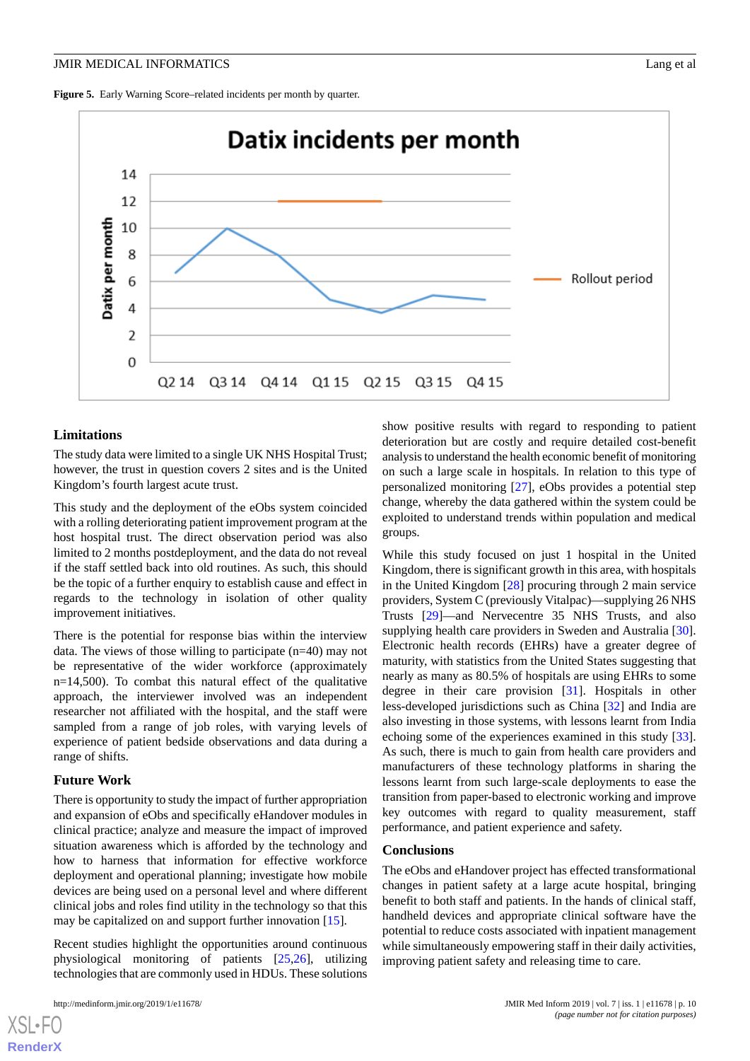**Figure 5.** Early Warning Score–related incidents per month by quarter.

### Limitations

The study data were limited to a single UK NHS Hospital Trust; however, the trust in question covers 2 sites and is the United Kingdom's fourth largest acute trust.

This study and the deployment of the eObs system coincided with a rolling deteriorating patient improvement program at the host hospital trust. The direct observation period was also limited to 2 months postdeployment, and the data do not reveal if the staff settled back into old routines. As such, this should be the topic of a further enquiry to establish cause and effect in regards to the technology in isolation of other quality improvement initiatives.

There is the potential for response bias within the interview data. The views of those willing to participate (n=40) may not be representative of the wider workforce (approximately n=14,500). To combat this natural effect of the qualitative approach, the interviewer involved was an independent researcher not affiliated with the hospital, and the staff were sampled from a range of job roles, with varying levels of experience of patient bedside observations and data during a range of shifts.

### Future Work

There is opportunity to study the impact of further appropriation and expansion of eObs and specifically eHandover modules in clinical practice; analyze and measure the impact of improved situation awareness which is afforded by the technology and how to harness that information for effective workforce deployment and operational planning; investigate how mobile devices are being used on a personal level and where different clinical jobs and roles find utility in the technology so that this may be capitalized on and support further innovation [15].

Recent studies highlight the opportunities around continuous physiological monitoring of patients [25,26], utilizing technologies that are commonly used in HDUs. These solutions show positive results with regard to responding to patient deterioration but are costly and require detailed cost-benefit analysis to understand the health economic benefit of monitoring on such a large scale in hospitals. In relation to this type of personalized monitoring [27], eObs provides a potential step change, whereby the data gathered within the system could be exploited to understand trends within population and medical groups.

While this study focused on just 1 hospital in the United Kingdom, there is significant growth in this area, with hospitals in the United Kingdom [28] procuring through 2 main service providers, System C (previously Vitalpac)—supplying 26 NHS Trusts [29]—and Nervecentre 35 NHS Trusts, and also supplying health care providers in Sweden and Australia [30]. Electronic health records (EHRs) have a greater degree of maturity, with statistics from the United States suggesting that nearly as many as 80.5% of hospitals are using EHRs to some degree in their care provision [31]. Hospitals in other less-developed jurisdictions such as China [32] and India are also investing in those systems, with lessons learnt from India echoing some of the experiences examined in this study [33]. As such, there is much to gain from health care providers and manufacturers of these technology platforms in sharing the lessons learnt from such large-scale deployments to ease the transition from paper-based to electronic working and improve key outcomes with regard to quality measurement, staff performance, and patient experience and safety.

### Conclusions

The eObs and eHandover project has effected transformational changes in patient safety at a large acute hospital, bringing benefit to both staff and patients. In the hands of clinical staff, handheld devices and appropriate clinical software have the potential to reduce costs associated with inpatient management while simultaneously empowering staff in their daily activities, improving patient safety and releasing time to care.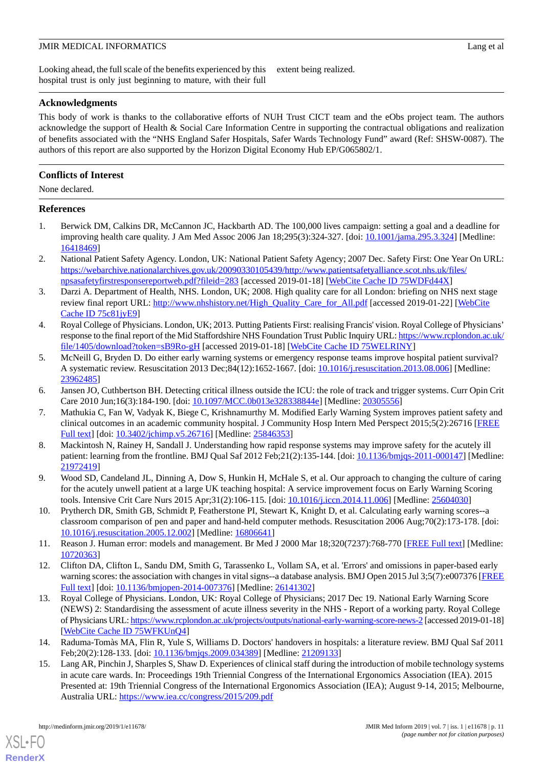Looking ahead, the full scale of the benefits experienced by this hospital trust is only just beginning to mature, with their full extent being realized.

## Acknowledgments

This body of work is thanks to the collaborative efforts of NUH Trust CICT team and the eObs project team. The authors acknowledge the support of Health & Social Care Information Centre in supporting the contractual obligations and realization of benefits associated with the "NHS England Safer Hospitals, Safer Wards Technology Fund" award (Ref: SHSW-0087). The authors of this report are also supported by the Horizon Digital Economy Hub EP/G065802/1.

## Conflicts of Interest

None declared.

## References

1. Berwick DM, Calkins DR, McCannon JC, Hackbarth AD. The 100,000 lives campaign: setting a goal and a deadline for improving health care quality. J Am Med Assoc 2006 Jan 18;295(3):324-327. [doi: 10.1001/jama.295.3.324] [Medline: 16418469]
2. National Patient Safety Agency. London, UK: National Patient Safety Agency; 2007 Dec. Safety First: One Year On URL: https://webarchive.nationalarchives.gov.uk/20090330105439/http://www.patientsafetyalliance.scot.nhs.uk/files/npsasafetyfirstresponsereportweb.pdf?fileid=283 [accessed 2019-01-18] [WebCite Cache ID 75WDFd44X]
3. Darzi A. Department of Health, NHS. London, UK; 2008. High quality care for all London: briefing on NHS next stage review final report URL: http://www.nhshistory.net/High_Quality_Care_for_All.pdf [accessed 2019-01-22] [WebCite Cache ID 75c81jyE9]
4. Royal College of Physicians. London, UK; 2013. Putting Patients First: realising Francis' vision. Royal College of Physicians' response to the final report of the Mid Staffordshire NHS Foundation Trust Public Inquiry URL: https://www.rcplondon.ac.uk/file/1405/download?token=sB9Ro-gH [accessed 2019-01-18] [WebCite Cache ID 75WELRINY]
5. McNeill G, Bryden D. Do either early warning systems or emergency response teams improve hospital patient survival? A systematic review. Resuscitation 2013 Dec;84(12):1652-1667. [doi: 10.1016/j.resuscitation.2013.08.006] [Medline: 23962485]
6. Jansen JO, Cuthbertson BH. Detecting critical illness outside the ICU: the role of track and trigger systems. Curr Opin Crit Care 2010 Jun;16(3):184-190. [doi: 10.1097/MCC.0b013e328338844e] [Medline: 20305556]
7. Mathukia C, Fan W, Vadyak K, Biege C, Krishnamurthy M. Modified Early Warning System improves patient safety and clinical outcomes in an academic community hospital. J Community Hosp Intern Med Perspect 2015;5(2):26716 [FREE Full text] [doi: 10.3402/jchimp.v5.26716] [Medline: 25846353]
8. Mackintosh N, Rainey H, Sandall J. Understanding how rapid response systems may improve safety for the acutely ill patient: learning from the frontline. BMJ Qual Saf 2012 Feb;21(2):135-144. [doi: 10.1136/bmjqs-2011-000147] [Medline: 21972419]
9. Wood SD, Candeland JL, Dinning A, Dow S, Hunkin H, McHale S, et al. Our approach to changing the culture of caring for the acutely unwell patient at a large UK teaching hospital: A service improvement focus on Early Warning Scoring tools. Intensive Crit Care Nurs 2015 Apr;31(2):106-115. [doi: 10.1016/j.iccn.2014.11.006] [Medline: 25604030]
10. Prytherch DR, Smith GB, Schmidt P, Featherstone PI, Stewart K, Knight D, et al. Calculating early warning scores--a classroom comparison of pen and paper and hand-held computer methods. Resuscitation 2006 Aug;70(2):173-178. [doi: 10.1016/j.resuscitation.2005.12.002] [Medline: 16806641]
11. Reason J. Human error: models and management. Br Med J 2000 Mar 18;320(7237):768-770 [FREE Full text] [Medline: 10720363]
12. Clifton DA, Clifton L, Sandu DM, Smith G, Tarassenko L, Vollam SA, et al. 'Errors' and omissions in paper-based early warning scores: the association with changes in vital signs--a database analysis. BMJ Open 2015 Jul 3;5(7):e007376 [FREE Full text] [doi: 10.1136/bmjopen-2014-007376] [Medline: 26141302]
13. Royal College of Physicians. London, UK: Royal College of Physicians; 2017 Dec 19. National Early Warning Score (NEWS) 2: Standardising the assessment of acute illness severity in the NHS - Report of a working party. Royal College of Physicians URL: https://www.rcplondon.ac.uk/projects/outputs/national-early-warning-score-news-2 [accessed 2019-01-18] [WebCite Cache ID 75WFKUnQ4]
14. Raduma-Tomàs MA, Flin R, Yule S, Williams D. Doctors' handovers in hospitals: a literature review. BMJ Qual Saf 2011 Feb;20(2):128-133. [doi: 10.1136/bmjqs.2009.034389] [Medline: 21209133]
15. Lang AR, Pinchin J, Sharples S, Shaw D. Experiences of clinical staff during the introduction of mobile technology systems in acute care wards. In: Proceedings 19th Triennial Congress of the International Ergonomics Association (IEA). 2015 Presented at: 19th Triennial Congress of the International Ergonomics Association (IEA); August 9-14, 2015; Melbourne, Australia URL: https://www.iea.cc/congress/2015/209.pdf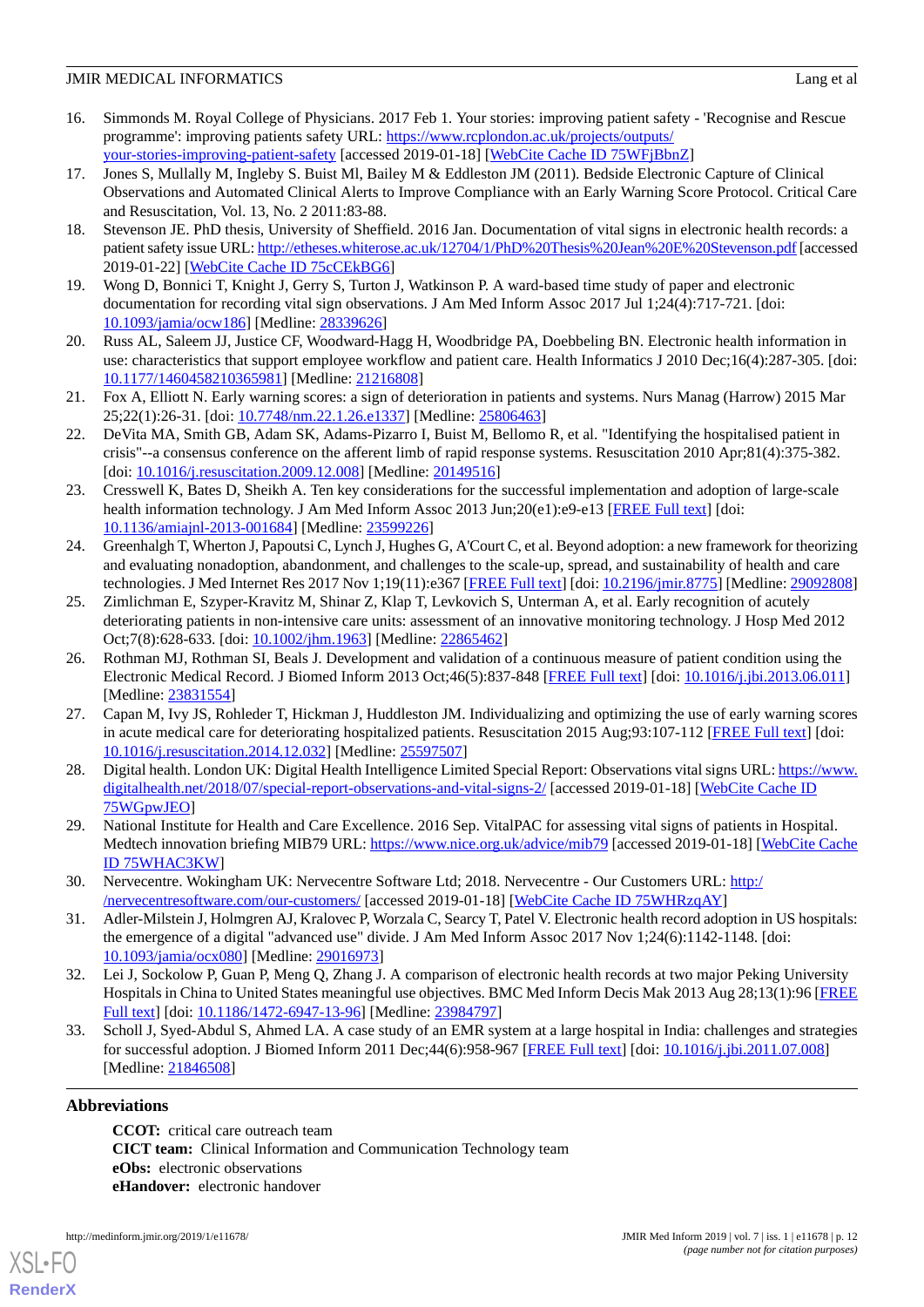16. Simmonds M. Royal College of Physicians. 2017 Feb 1. Your stories: improving patient safety - 'Recognise and Rescue programme': improving patients safety URL: https://www.rcplondon.ac.uk/projects/outputs/your-stories-improving-patient-safety [accessed 2019-01-18] [WebCite Cache ID 75WFjBbnZ]
17. Jones S, Mullally M, Ingleby S. Buist Ml, Bailey M & Eddleston JM (2011). Bedside Electronic Capture of Clinical Observations and Automated Clinical Alerts to Improve Compliance with an Early Warning Score Protocol. Critical Care and Resuscitation, Vol. 13, No. 2 2011:83-88.
18. Stevenson JE. PhD thesis, University of Sheffield. 2016 Jan. Documentation of vital signs in electronic health records: a patient safety issue URL: http://etheses.whiterose.ac.uk/12704/1/PhD%20Thesis%20Jean%20E%20Stevenson.pdf [accessed 2019-01-22] [WebCite Cache ID 75cCEkBG6]
19. Wong D, Bonnici T, Knight J, Gerry S, Turton J, Watkinson P. A ward-based time study of paper and electronic documentation for recording vital sign observations. J Am Med Inform Assoc 2017 Jul 1;24(4):717-721. [doi: 10.1093/jamia/ocw186] [Medline: 28339626]
20. Russ AL, Saleem JJ, Justice CF, Woodward-Hagg H, Woodbridge PA, Doebbeling BN. Electronic health information in use: characteristics that support employee workflow and patient care. Health Informatics J 2010 Dec;16(4):287-305. [doi: 10.1177/1460458210365981] [Medline: 21216808]
21. Fox A, Elliott N. Early warning scores: a sign of deterioration in patients and systems. Nurs Manag (Harrow) 2015 Mar 25;22(1):26-31. [doi: 10.7748/nm.22.1.26.e1337] [Medline: 25806463]
22. DeVita MA, Smith GB, Adam SK, Adams-Pizarro I, Buist M, Bellomo R, et al. "Identifying the hospitalised patient in crisis"--a consensus conference on the afferent limb of rapid response systems. Resuscitation 2010 Apr;81(4):375-382. [doi: 10.1016/j.resuscitation.2009.12.008] [Medline: 20149516]
23. Cresswell K, Bates D, Sheikh A. Ten key considerations for the successful implementation and adoption of large-scale health information technology. J Am Med Inform Assoc 2013 Jun;20(e1):e9-e13 [FREE Full text] [doi: 10.1136/amiajnl-2013-001684] [Medline: 23599226]
24. Greenhalgh T, Wherton J, Papoutsi C, Lynch J, Hughes G, A'Court C, et al. Beyond adoption: a new framework for theorizing and evaluating nonadoption, abandonment, and challenges to the scale-up, spread, and sustainability of health and care technologies. J Med Internet Res 2017 Nov 1;19(11):e367 [FREE Full text] [doi: 10.2196/jmir.8775] [Medline: 29092808]
25. Zimlichman E, Szyper-Kravitz M, Shinar Z, Klap T, Levkovich S, Unterman A, et al. Early recognition of acutely deteriorating patients in non-intensive care units: assessment of an innovative monitoring technology. J Hosp Med 2012 Oct;7(8):628-633. [doi: 10.1002/jhm.1963] [Medline: 22865462]
26. Rothman MJ, Rothman SI, Beals J. Development and validation of a continuous measure of patient condition using the Electronic Medical Record. J Biomed Inform 2013 Oct;46(5):837-848 [FREE Full text] [doi: 10.1016/j.jbi.2013.06.011] [Medline: 23831554]
27. Capan M, Ivy JS, Rohleder T, Hickman J, Huddleston JM. Individualizing and optimizing the use of early warning scores in acute medical care for deteriorating hospitalized patients. Resuscitation 2015 Aug;93:107-112 [FREE Full text] [doi: 10.1016/j.resuscitation.2014.12.032] [Medline: 25597507]
28. Digital health. London UK: Digital Health Intelligence Limited Special Report: Observations vital signs URL: https://www.digitalhealth.net/2018/07/special-report-observations-and-vital-signs-2/ [accessed 2019-01-18] [WebCite Cache ID 75WGpwJEO]
29. National Institute for Health and Care Excellence. 2016 Sep. VitalPAC for assessing vital signs of patients in Hospital. Medtech innovation briefing MIB79 URL: https://www.nice.org.uk/advice/mib79 [accessed 2019-01-18] [WebCite Cache ID 75WHAC3KW]
30. Nervecentre. Wokingham UK: Nervecentre Software Ltd; 2018. Nervecentre - Our Customers URL: http://nervecentresoftware.com/our-customers/ [accessed 2019-01-18] [WebCite Cache ID 75WHRzqAY]
31. Adler-Milstein J, Holmgren AJ, Kralovec P, Worzala C, Searcy T, Patel V. Electronic health record adoption in US hospitals: the emergence of a digital "advanced use" divide. J Am Med Inform Assoc 2017 Nov 1;24(6):1142-1148. [doi: 10.1093/jamia/ocx080] [Medline: 29016973]
32. Lei J, Sockolow P, Guan P, Meng Q, Zhang J. A comparison of electronic health records at two major Peking University Hospitals in China to United States meaningful use objectives. BMC Med Inform Decis Mak 2013 Aug 28;13(1):96 [FREE Full text] [doi: 10.1186/1472-6947-13-96] [Medline: 23984797]
33. Scholl J, Syed-Abdul S, Ahmed LA. A case study of an EMR system at a large hospital in India: challenges and strategies for successful adoption. J Biomed Inform 2011 Dec;44(6):958-967 [FREE Full text] [doi: 10.1016/j.jbi.2011.07.008] [Medline: 21846508]

## Abbreviations

**CCOT:** critical care outreach team
**CICT team:** Clinical Information and Communication Technology team
**eObs:** electronic observations
**eHandover:** electronic handover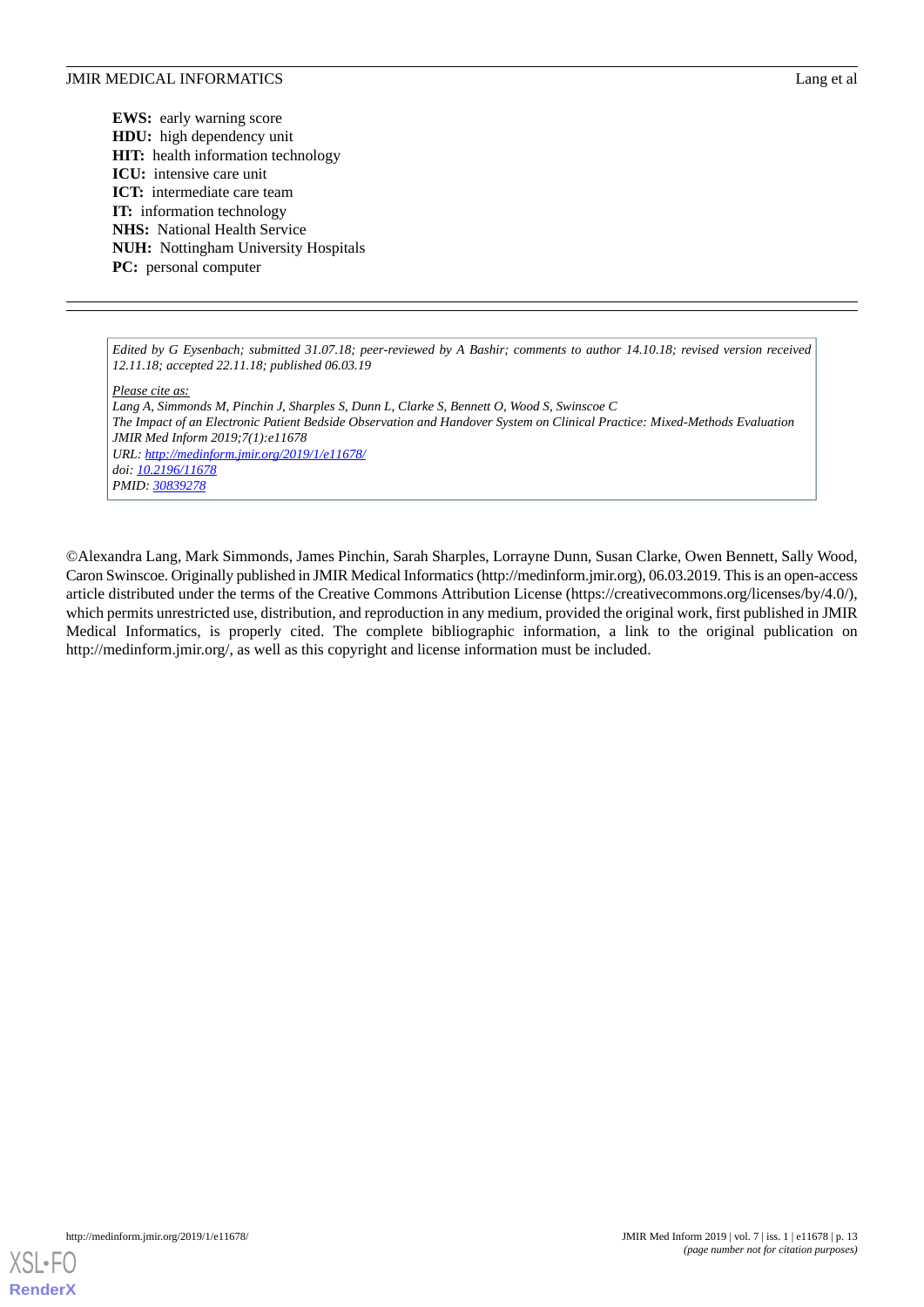**EWS:** early warning score
**HDU:** high dependency unit
**HIT:** health information technology
**ICU:** intensive care unit
**ICT:** intermediate care team
**IT:** information technology
**NHS:** National Health Service
**NUH:** Nottingham University Hospitals
**PC:** personal computer

---

*Edited by G Eysenbach; submitted 31.07.18; peer-reviewed by A Bashir; comments to author 14.10.18; revised version received 12.11.18; accepted 22.11.18; published 06.03.19*

*Please cite as:*
*Lang A, Simmonds M, Pinchin J, Sharples S, Dunn L, Clarke S, Bennett O, Wood S, Swinscoe C*
*The Impact of an Electronic Patient Bedside Observation and Handover System on Clinical Practice: Mixed-Methods Evaluation*
*JMIR Med Inform 2019;7(1):e11678*
*URL: http://medinform.jmir.org/2019/1/e11678/*
*doi: 10.2196/11678*
*PMID: 30839278*

©Alexandra Lang, Mark Simmonds, James Pinchin, Sarah Sharples, Lorrayne Dunn, Susan Clarke, Owen Bennett, Sally Wood, Caron Swinscoe. Originally published in JMIR Medical Informatics (http://medinform.jmir.org), 06.03.2019. This is an open-access article distributed under the terms of the Creative Commons Attribution License (https://creativecommons.org/licenses/by/4.0/), which permits unrestricted use, distribution, and reproduction in any medium, provided the original work, first published in JMIR Medical Informatics, is properly cited. The complete bibliographic information, a link to the original publication on http://medinform.jmir.org/, as well as this copyright and license information must be included.